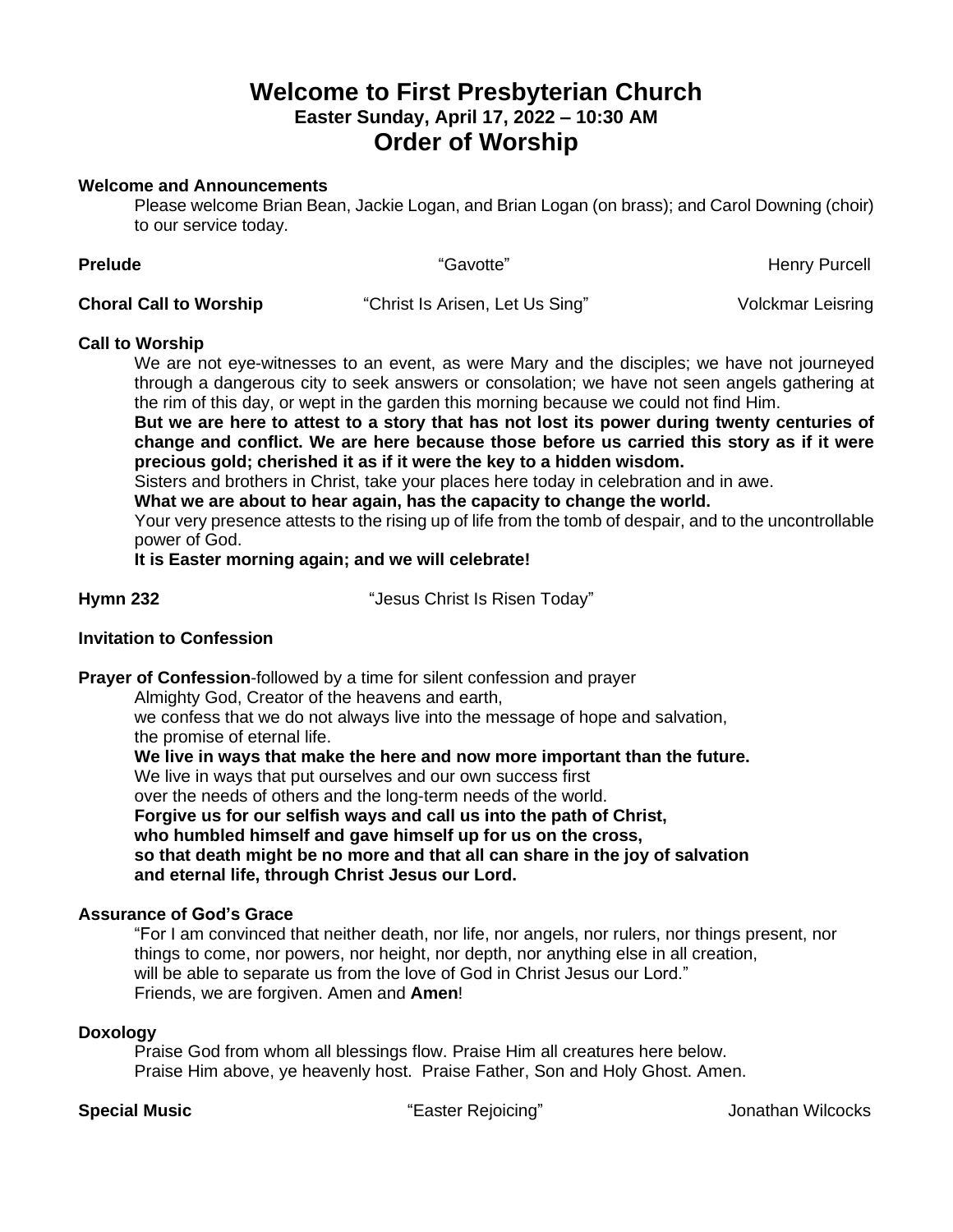# Welcome to First Presbyterian Church

### Easter Sunday, April 17, 2022 – 10:30 AM

## Order of Worship

**Welcome and Announcements**

Please welcome Brian Bean, Jackie Logan, and Brian Logan (on brass); and Carol Downing (choir) to our service today.

**Prelude** "Gavotte" Henry Purcell

**Choral Call to Worship** "Christ Is Arisen, Let Us Sing" Volckmar Leisring

**Call to Worship**

We are not eye-witnesses to an event, as were Mary and the disciples; we have not journeyed through a dangerous city to seek answers or consolation; we have not seen angels gathering at the rim of this day, or wept in the garden this morning because we could not find Him.

**But we are here to attest to a story that has not lost its power during twenty centuries of change and conflict. We are here because those before us carried this story as if it were precious gold; cherished it as if it were the key to a hidden wisdom.**

Sisters and brothers in Christ, take your places here today in celebration and in awe.

**What we are about to hear again, has the capacity to change the world.**

Your very presence attests to the rising up of life from the tomb of despair, and to the uncontrollable power of God.

**It is Easter morning again; and we will celebrate!**

**Hymn 232** "Jesus Christ Is Risen Today"

**Invitation to Confession**

**Prayer of Confession**-followed by a time for silent confession and prayer

Almighty God, Creator of the heavens and earth,
we confess that we do not always live into the message of hope and salvation,
the promise of eternal life.
**We live in ways that make the here and now more important than the future.**
We live in ways that put ourselves and our own success first
over the needs of others and the long-term needs of the world.
**Forgive us for our selfish ways and call us into the path of Christ,**
**who humbled himself and gave himself up for us on the cross,**
**so that death might be no more and that all can share in the joy of salvation**
**and eternal life, through Christ Jesus our Lord.**

**Assurance of God's Grace**

"For I am convinced that neither death, nor life, nor angels, nor rulers, nor things present, nor things to come, nor powers, nor height, nor depth, nor anything else in all creation, will be able to separate us from the love of God in Christ Jesus our Lord."
Friends, we are forgiven. Amen and **Amen**!

**Doxology**

Praise God from whom all blessings flow. Praise Him all creatures here below.
Praise Him above, ye heavenly host. Praise Father, Son and Holy Ghost. Amen.

**Special Music** "Easter Rejoicing" Jonathan Wilcocks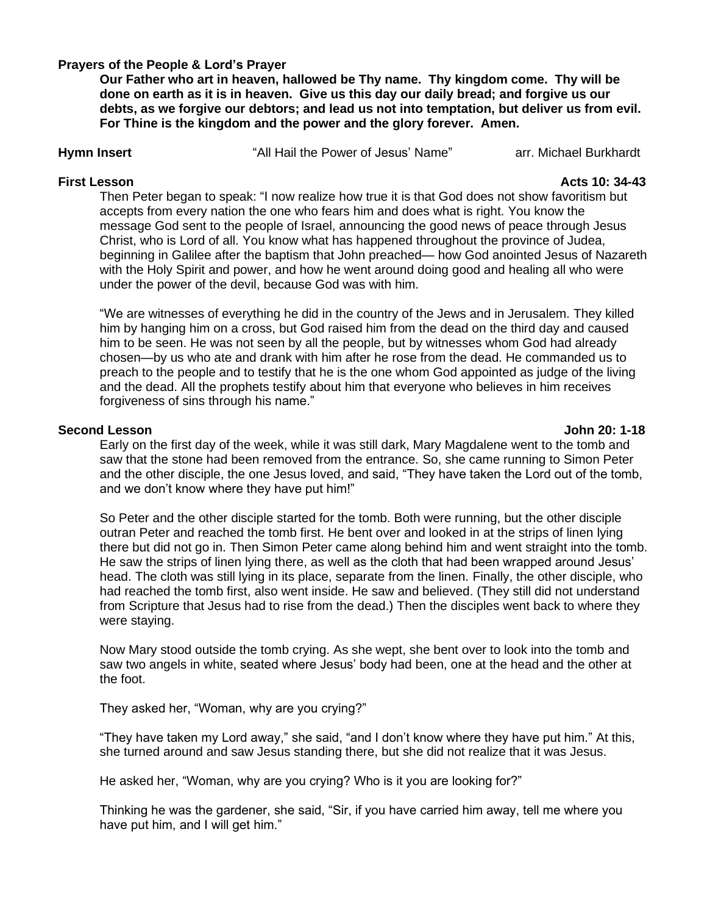**Prayers of the People & Lord's Prayer**

**Our Father who art in heaven, hallowed be Thy name. Thy kingdom come. Thy will be done on earth as it is in heaven. Give us this day our daily bread; and forgive us our debts, as we forgive our debtors; and lead us not into temptation, but deliver us from evil. For Thine is the kingdom and the power and the glory forever. Amen.**

**Hymn Insert** "All Hail the Power of Jesus' Name" arr. Michael Burkhardt

**First Lesson** **Acts 10: 34-43**

Then Peter began to speak: "I now realize how true it is that God does not show favoritism but accepts from every nation the one who fears him and does what is right. You know the message God sent to the people of Israel, announcing the good news of peace through Jesus Christ, who is Lord of all. You know what has happened throughout the province of Judea, beginning in Galilee after the baptism that John preached— how God anointed Jesus of Nazareth with the Holy Spirit and power, and how he went around doing good and healing all who were under the power of the devil, because God was with him.

"We are witnesses of everything he did in the country of the Jews and in Jerusalem. They killed him by hanging him on a cross, but God raised him from the dead on the third day and caused him to be seen. He was not seen by all the people, but by witnesses whom God had already chosen—by us who ate and drank with him after he rose from the dead. He commanded us to preach to the people and to testify that he is the one whom God appointed as judge of the living and the dead. All the prophets testify about him that everyone who believes in him receives forgiveness of sins through his name."

**Second Lesson** **John 20: 1-18**

Early on the first day of the week, while it was still dark, Mary Magdalene went to the tomb and saw that the stone had been removed from the entrance. So, she came running to Simon Peter and the other disciple, the one Jesus loved, and said, "They have taken the Lord out of the tomb, and we don't know where they have put him!"

So Peter and the other disciple started for the tomb. Both were running, but the other disciple outran Peter and reached the tomb first. He bent over and looked in at the strips of linen lying there but did not go in. Then Simon Peter came along behind him and went straight into the tomb. He saw the strips of linen lying there, as well as the cloth that had been wrapped around Jesus' head. The cloth was still lying in its place, separate from the linen. Finally, the other disciple, who had reached the tomb first, also went inside. He saw and believed. (They still did not understand from Scripture that Jesus had to rise from the dead.) Then the disciples went back to where they were staying.

Now Mary stood outside the tomb crying. As she wept, she bent over to look into the tomb and saw two angels in white, seated where Jesus' body had been, one at the head and the other at the foot.

They asked her, "Woman, why are you crying?"

"They have taken my Lord away," she said, "and I don't know where they have put him." At this, she turned around and saw Jesus standing there, but she did not realize that it was Jesus.

He asked her, "Woman, why are you crying? Who is it you are looking for?"

Thinking he was the gardener, she said, "Sir, if you have carried him away, tell me where you have put him, and I will get him."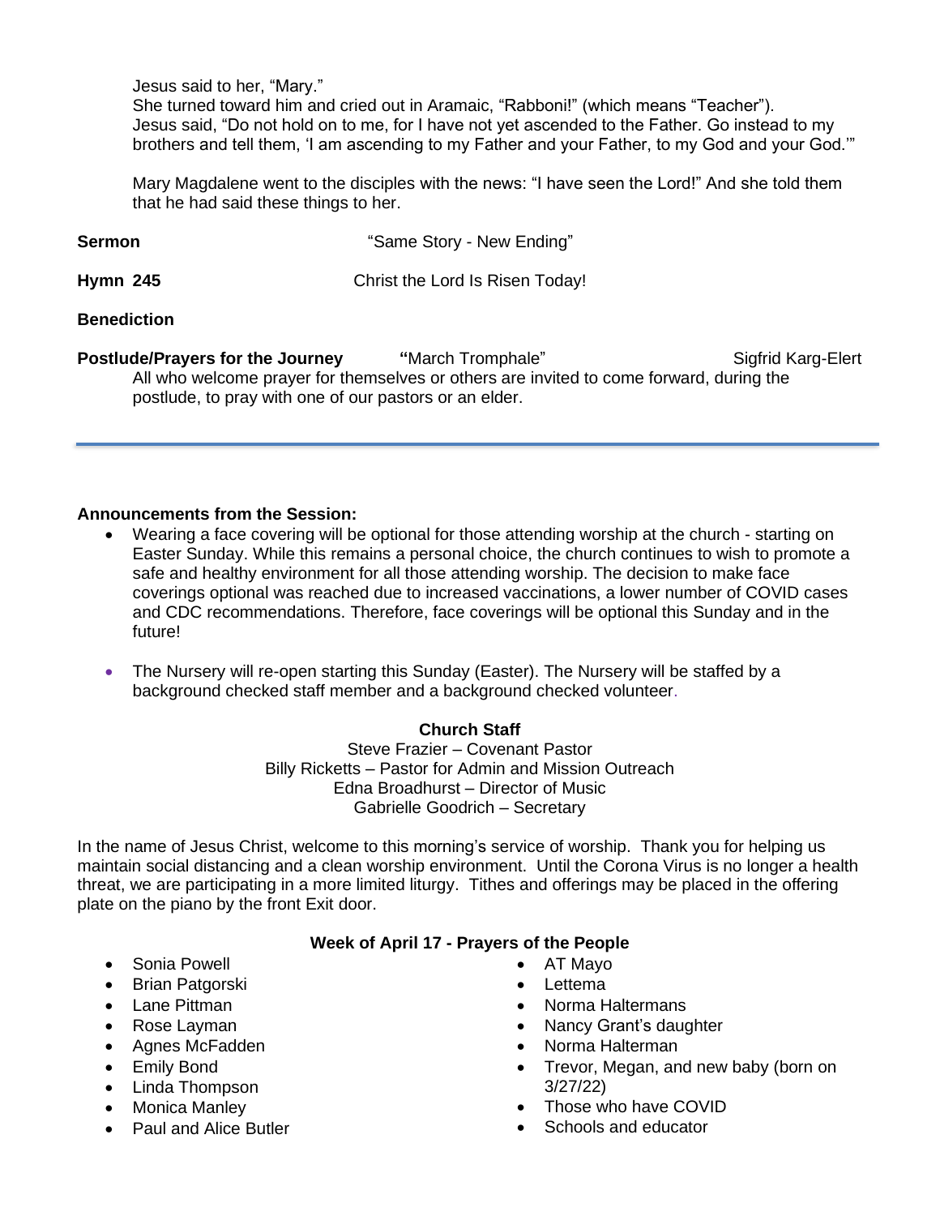Jesus said to her, “Mary.”
She turned toward him and cried out in Aramaic, “Rabboni!” (which means “Teacher”).
Jesus said, “Do not hold on to me, for I have not yet ascended to the Father. Go instead to my brothers and tell them, ‘I am ascending to my Father and your Father, to my God and your God.’”

Mary Magdalene went to the disciples with the news: “I have seen the Lord!” And she told them that he had said these things to her.

**Sermon** “Same Story - New Ending”

**Hymn 245** Christ the Lord Is Risen Today!

**Benediction**

**Postlude/Prayers for the Journey** **“**March Tromphale” Sigfrid Karg-Elert

All who welcome prayer for themselves or others are invited to come forward, during the postlude, to pray with one of our pastors or an elder.

---

**Announcements from the Session:**

- Wearing a face covering will be optional for those attending worship at the church - starting on Easter Sunday. While this remains a personal choice, the church continues to wish to promote a safe and healthy environment for all those attending worship. The decision to make face coverings optional was reached due to increased vaccinations, a lower number of COVID cases and CDC recommendations. Therefore, face coverings will be optional this Sunday and in the future!
- The Nursery will re-open starting this Sunday (Easter). The Nursery will be staffed by a background checked staff member and a background checked volunteer.

**Church Staff**

Steve Frazier – Covenant Pastor
Billy Ricketts – Pastor for Admin and Mission Outreach
Edna Broadhurst – Director of Music
Gabrielle Goodrich – Secretary

In the name of Jesus Christ, welcome to this morning’s service of worship. Thank you for helping us maintain social distancing and a clean worship environment. Until the Corona Virus is no longer a health threat, we are participating in a more limited liturgy. Tithes and offerings may be placed in the offering plate on the piano by the front Exit door.

**Week of April 17 - Prayers of the People**

- Sonia Powell
- Brian Patgorski
- Lane Pittman
- Rose Layman
- Agnes McFadden
- Emily Bond
- Linda Thompson
- Monica Manley
- Paul and Alice Butler
- AT Mayo
- Lettema
- Norma Haltermans
- Nancy Grant’s daughter
- Norma Halterman
- Trevor, Megan, and new baby (born on 3/27/22)
- Those who have COVID
- Schools and educator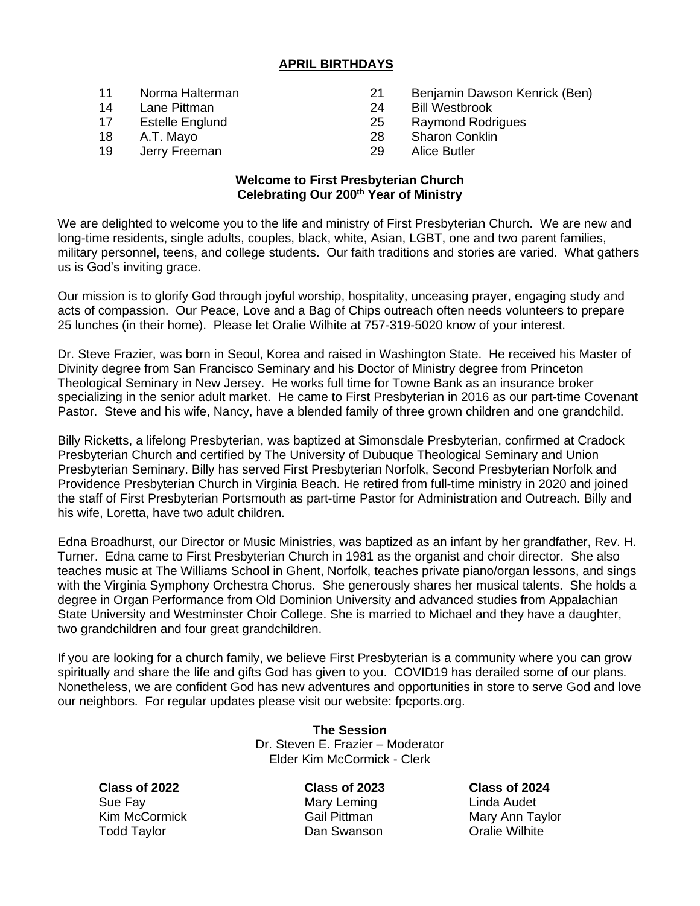## APRIL BIRTHDAYS

| | |
|---|---|
| 11 | Norma Halterman |
| 14 | Lane Pittman |
| 17 | Estelle Englund |
| 18 | A.T. Mayo |
| 19 | Jerry Freeman |
| 21 | Benjamin Dawson Kenrick (Ben) |
| 24 | Bill Westbrook |
| 25 | Raymond Rodrigues |
| 28 | Sharon Conklin |
| 29 | Alice Butler |

**Welcome to First Presbyterian Church**
**Celebrating Our 200th Year of Ministry**

We are delighted to welcome you to the life and ministry of First Presbyterian Church. We are new and long-time residents, single adults, couples, black, white, Asian, LGBT, one and two parent families, military personnel, teens, and college students. Our faith traditions and stories are varied. What gathers us is God's inviting grace.

Our mission is to glorify God through joyful worship, hospitality, unceasing prayer, engaging study and acts of compassion. Our Peace, Love and a Bag of Chips outreach often needs volunteers to prepare 25 lunches (in their home). Please let Oralie Wilhite at 757-319-5020 know of your interest.

Dr. Steve Frazier, was born in Seoul, Korea and raised in Washington State. He received his Master of Divinity degree from San Francisco Seminary and his Doctor of Ministry degree from Princeton Theological Seminary in New Jersey. He works full time for Towne Bank as an insurance broker specializing in the senior adult market. He came to First Presbyterian in 2016 as our part-time Covenant Pastor. Steve and his wife, Nancy, have a blended family of three grown children and one grandchild.

Billy Ricketts, a lifelong Presbyterian, was baptized at Simonsdale Presbyterian, confirmed at Cradock Presbyterian Church and certified by The University of Dubuque Theological Seminary and Union Presbyterian Seminary. Billy has served First Presbyterian Norfolk, Second Presbyterian Norfolk and Providence Presbyterian Church in Virginia Beach. He retired from full-time ministry in 2020 and joined the staff of First Presbyterian Portsmouth as part-time Pastor for Administration and Outreach. Billy and his wife, Loretta, have two adult children.

Edna Broadhurst, our Director or Music Ministries, was baptized as an infant by her grandfather, Rev. H. Turner. Edna came to First Presbyterian Church in 1981 as the organist and choir director. She also teaches music at The Williams School in Ghent, Norfolk, teaches private piano/organ lessons, and sings with the Virginia Symphony Orchestra Chorus. She generously shares her musical talents. She holds a degree in Organ Performance from Old Dominion University and advanced studies from Appalachian State University and Westminster Choir College. She is married to Michael and they have a daughter, two grandchildren and four great grandchildren.

If you are looking for a church family, we believe First Presbyterian is a community where you can grow spiritually and share the life and gifts God has given to you. COVID19 has derailed some of our plans. Nonetheless, we are confident God has new adventures and opportunities in store to serve God and love our neighbors. For regular updates please visit our website: fpcports.org.

**The Session**
Dr. Steven E. Frazier – Moderator
Elder Kim McCormick - Clerk

| Class of 2022 | Class of 2023 | Class of 2024 |
|---|---|---|
| Sue Fay | Mary Leming | Linda Audet |
| Kim McCormick | Gail Pittman | Mary Ann Taylor |
| Todd Taylor | Dan Swanson | Oralie Wilhite |